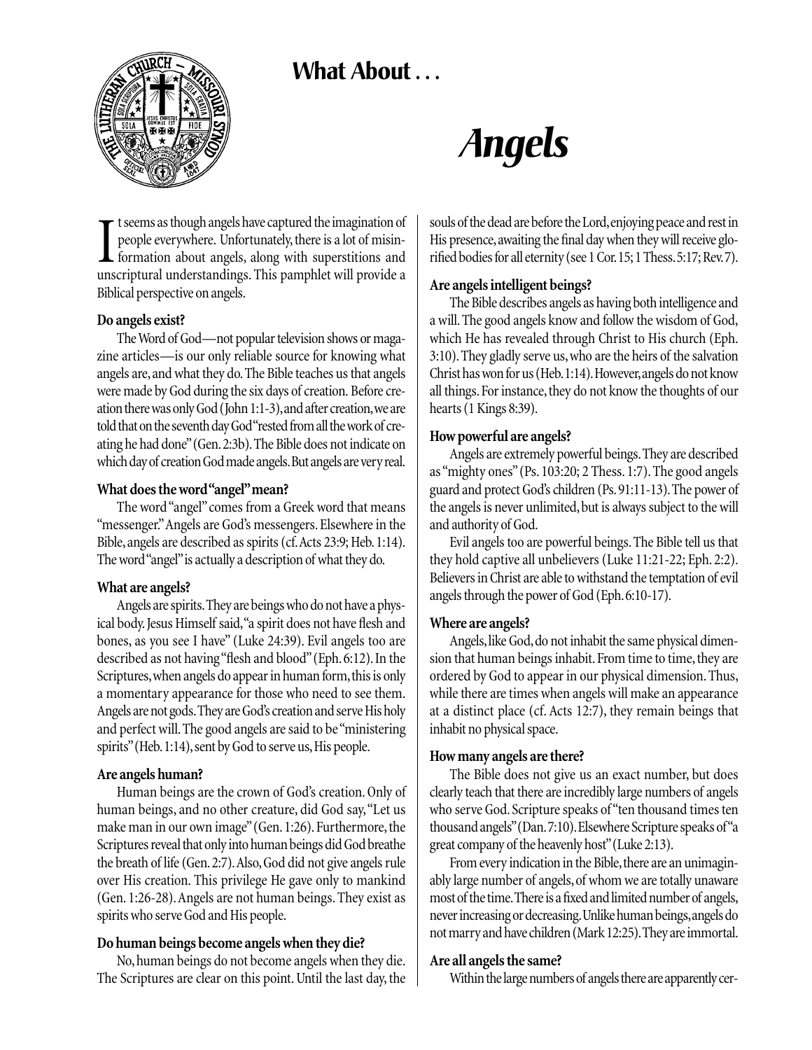# What About . . .

# *Angels*

It seems as though angels have captured the imagination of people everywhere. Unfortunately, there is a lot of misinformation about angels, along with superstitions and unscriptural understandings. This pamphlet will provide a Biblical perspective on angels.

**Do angels exist?**

The Word of God—not popular television shows or magazine articles—is our only reliable source for knowing what angels are, and what they do. The Bible teaches us that angels were made by God during the six days of creation. Before creation there was only God (John 1:1-3), and after creation, we are told that on the seventh day God "rested from all the work of creating he had done" (Gen. 2:3b). The Bible does not indicate on which day of creation God made angels. But angels are very real.

**What does the word "angel" mean?**

The word "angel" comes from a Greek word that means "messenger." Angels are God's messengers. Elsewhere in the Bible, angels are described as spirits (cf. Acts 23:9; Heb. 1:14). The word "angel" is actually a description of what they do.

**What are angels?**

Angels are spirits. They are beings who do not have a physical body. Jesus Himself said, "a spirit does not have flesh and bones, as you see I have" (Luke 24:39). Evil angels too are described as not having "flesh and blood" (Eph. 6:12). In the Scriptures, when angels do appear in human form, this is only a momentary appearance for those who need to see them. Angels are not gods. They are God's creation and serve His holy and perfect will. The good angels are said to be "ministering spirits" (Heb. 1:14), sent by God to serve us, His people.

**Are angels human?**

Human beings are the crown of God's creation. Only of human beings, and no other creature, did God say, "Let us make man in our own image" (Gen. 1:26). Furthermore, the Scriptures reveal that only into human beings did God breathe the breath of life (Gen. 2:7). Also, God did not give angels rule over His creation. This privilege He gave only to mankind (Gen. 1:26-28). Angels are not human beings. They exist as spirits who serve God and His people.

**Do human beings become angels when they die?**

No, human beings do not become angels when they die. The Scriptures are clear on this point. Until the last day, the souls of the dead are before the Lord, enjoying peace and rest in His presence, awaiting the final day when they will receive glorified bodies for all eternity (see 1 Cor. 15; 1 Thess. 5:17; Rev. 7).

**Are angels intelligent beings?**

The Bible describes angels as having both intelligence and a will. The good angels know and follow the wisdom of God, which He has revealed through Christ to His church (Eph. 3:10). They gladly serve us, who are the heirs of the salvation Christ has won for us (Heb. 1:14). However, angels do not know all things. For instance, they do not know the thoughts of our hearts (1 Kings 8:39).

**How powerful are angels?**

Angels are extremely powerful beings. They are described as "mighty ones" (Ps. 103:20; 2 Thess. 1:7). The good angels guard and protect God's children (Ps. 91:11-13). The power of the angels is never unlimited, but is always subject to the will and authority of God.

Evil angels too are powerful beings. The Bible tell us that they hold captive all unbelievers (Luke 11:21-22; Eph. 2:2). Believers in Christ are able to withstand the temptation of evil angels through the power of God (Eph. 6:10-17).

**Where are angels?**

Angels, like God, do not inhabit the same physical dimension that human beings inhabit. From time to time, they are ordered by God to appear in our physical dimension. Thus, while there are times when angels will make an appearance at a distinct place (cf. Acts 12:7), they remain beings that inhabit no physical space.

**How many angels are there?**

The Bible does not give us an exact number, but does clearly teach that there are incredibly large numbers of angels who serve God. Scripture speaks of "ten thousand times ten thousand angels" (Dan. 7:10). Elsewhere Scripture speaks of "a great company of the heavenly host" (Luke 2:13).

From every indication in the Bible, there are an unimaginably large number of angels, of whom we are totally unaware most of the time. There is a fixed and limited number of angels, never increasing or decreasing. Unlike human beings, angels do not marry and have children (Mark 12:25). They are immortal.

**Are all angels the same?**

Within the large numbers of angels there are apparently cer-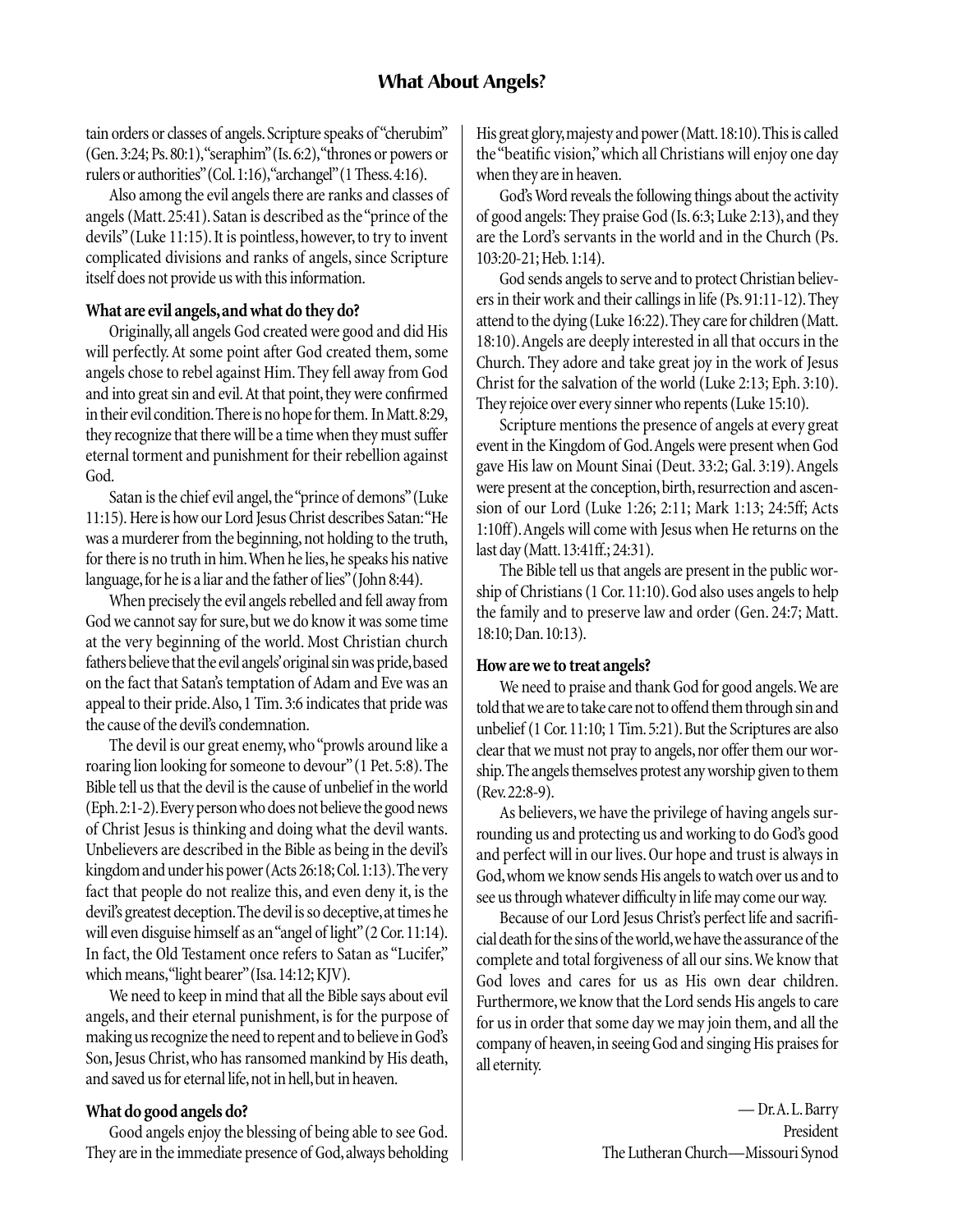tain orders or classes of angels. Scripture speaks of "cherubim" (Gen. 3:24; Ps. 80:1), "seraphim" (Is. 6:2), "thrones or powers or rulers or authorities" (Col. 1:16), "archangel" (1 Thess. 4:16).

Also among the evil angels there are ranks and classes of angels (Matt. 25:41). Satan is described as the "prince of the devils" (Luke 11:15). It is pointless, however, to try to invent complicated divisions and ranks of angels, since Scripture itself does not provide us with this information.

**What are evil angels, and what do they do?**

Originally, all angels God created were good and did His will perfectly. At some point after God created them, some angels chose to rebel against Him. They fell away from God and into great sin and evil. At that point, they were confirmed in their evil condition. There is no hope for them. In Matt. 8:29, they recognize that there will be a time when they must suffer eternal torment and punishment for their rebellion against God.

Satan is the chief evil angel, the "prince of demons" (Luke 11:15). Here is how our Lord Jesus Christ describes Satan: "He was a murderer from the beginning, not holding to the truth, for there is no truth in him. When he lies, he speaks his native language, for he is a liar and the father of lies" (John 8:44).

When precisely the evil angels rebelled and fell away from God we cannot say for sure, but we do know it was some time at the very beginning of the world. Most Christian church fathers believe that the evil angels' original sin was pride, based on the fact that Satan's temptation of Adam and Eve was an appeal to their pride. Also, 1 Tim. 3:6 indicates that pride was the cause of the devil's condemnation.

The devil is our great enemy, who "prowls around like a roaring lion looking for someone to devour" (1 Pet. 5:8). The Bible tell us that the devil is the cause of unbelief in the world (Eph. 2:1-2). Every person who does not believe the good news of Christ Jesus is thinking and doing what the devil wants. Unbelievers are described in the Bible as being in the devil's kingdom and under his power (Acts 26:18; Col. 1:13). The very fact that people do not realize this, and even deny it, is the devil's greatest deception. The devil is so deceptive, at times he will even disguise himself as an "angel of light" (2 Cor. 11:14). In fact, the Old Testament once refers to Satan as "Lucifer," which means, "light bearer" (Isa. 14:12; KJV).

We need to keep in mind that all the Bible says about evil angels, and their eternal punishment, is for the purpose of making us recognize the need to repent and to believe in God's Son, Jesus Christ, who has ransomed mankind by His death, and saved us for eternal life, not in hell, but in heaven.

**What do good angels do?**

Good angels enjoy the blessing of being able to see God. They are in the immediate presence of God, always beholding His great glory, majesty and power (Matt. 18:10). This is called the "beatific vision," which all Christians will enjoy one day when they are in heaven.

God's Word reveals the following things about the activity of good angels: They praise God (Is. 6:3; Luke 2:13), and they are the Lord's servants in the world and in the Church (Ps. 103:20-21; Heb. 1:14).

God sends angels to serve and to protect Christian believers in their work and their callings in life (Ps. 91:11-12). They attend to the dying (Luke 16:22). They care for children (Matt. 18:10). Angels are deeply interested in all that occurs in the Church. They adore and take great joy in the work of Jesus Christ for the salvation of the world (Luke 2:13; Eph. 3:10). They rejoice over every sinner who repents (Luke 15:10).

Scripture mentions the presence of angels at every great event in the Kingdom of God. Angels were present when God gave His law on Mount Sinai (Deut. 33:2; Gal. 3:19). Angels were present at the conception, birth, resurrection and ascension of our Lord (Luke 1:26; 2:11; Mark 1:13; 24:5ff; Acts 1:10ff). Angels will come with Jesus when He returns on the last day (Matt. 13:41ff.; 24:31).

The Bible tell us that angels are present in the public worship of Christians (1 Cor. 11:10). God also uses angels to help the family and to preserve law and order (Gen. 24:7; Matt. 18:10; Dan. 10:13).

**How are we to treat angels?**

We need to praise and thank God for good angels. We are told that we are to take care not to offend them through sin and unbelief (1 Cor. 11:10; 1 Tim. 5:21). But the Scriptures are also clear that we must not pray to angels, nor offer them our worship. The angels themselves protest any worship given to them (Rev. 22:8-9).

As believers, we have the privilege of having angels surrounding us and protecting us and working to do God's good and perfect will in our lives. Our hope and trust is always in God, whom we know sends His angels to watch over us and to see us through whatever difficulty in life may come our way.

Because of our Lord Jesus Christ's perfect life and sacrificial death for the sins of the world, we have the assurance of the complete and total forgiveness of all our sins. We know that God loves and cares for us as His own dear children. Furthermore, we know that the Lord sends His angels to care for us in order that some day we may join them, and all the company of heaven, in seeing God and singing His praises for all eternity.

— Dr. A. L. Barry
President
The Lutheran Church—Missouri Synod